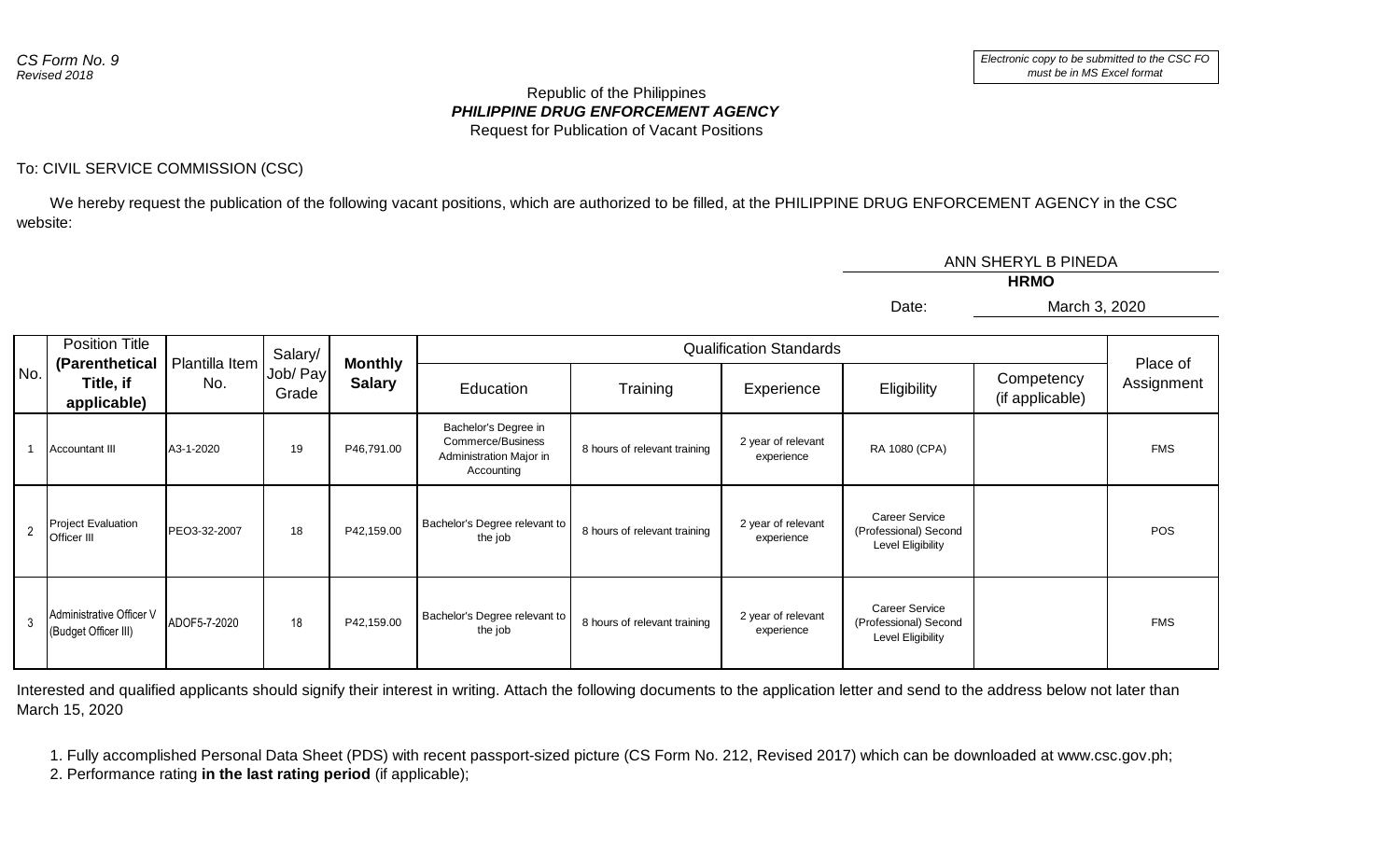*CS Form No. 9*
*Revised 2018*

*Electronic copy to be submitted to the CSC FO must be in MS Excel format*

Republic of the Philippines
***PHILIPPINE DRUG ENFORCEMENT AGENCY***
Request for Publication of Vacant Positions

To: CIVIL SERVICE COMMISSION (CSC)

We hereby request the publication of the following vacant positions, which are authorized to be filled, at the PHILIPPINE DRUG ENFORCEMENT AGENCY in the CSC website:

ANN SHERYL B PINEDA
**HRMO**

Date: March 3, 2020

| No. | Position Title **(Parenthetical Title, if applicable)** | Plantilla Item No. | Salary/ Job/ Pay Grade | **Monthly Salary** | Qualification Standards | | | | | Place of Assignment |
|---|---|---|---|---|---|---|---|---|---|---|
| | | | | | Education | Training | Experience | Eligibility | Competency (if applicable) | |
| 1 | Accountant III | A3-1-2020 | 19 | P46,791.00 | Bachelor's Degree in Commerce/Business Administration Major in Accounting | 8 hours of relevant training | 2 year of relevant experience | RA 1080 (CPA) | | FMS |
| 2 | Project Evaluation Officer III | PEO3-32-2007 | 18 | P42,159.00 | Bachelor's Degree relevant to the job | 8 hours of relevant training | 2 year of relevant experience | Career Service (Professional) Second Level Eligibility | | POS |
| 3 | Administrative Officer V (Budget Officer III) | ADOF5-7-2020 | 18 | P42,159.00 | Bachelor's Degree relevant to the job | 8 hours of relevant training | 2 year of relevant experience | Career Service (Professional) Second Level Eligibility | | FMS |

Interested and qualified applicants should signify their interest in writing. Attach the following documents to the application letter and send to the address below not later than March 15, 2020

1. Fully accomplished Personal Data Sheet (PDS) with recent passport-sized picture (CS Form No. 212, Revised 2017) which can be downloaded at www.csc.gov.ph;
2. Performance rating **in the last rating period** (if applicable);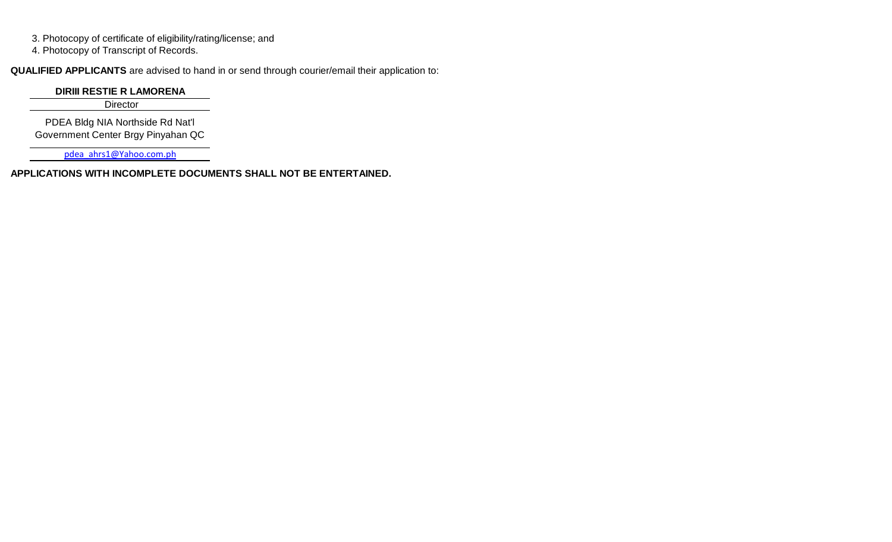3. Photocopy of certificate of eligibility/rating/license; and
4. Photocopy of Transcript of Records.

**QUALIFIED APPLICANTS** are advised to hand in or send through courier/email their application to:

**DIRIII RESTIE R LAMORENA**
Director
PDEA Bldg NIA Northside Rd Nat'l Government Center Brgy Pinyahan QC
pdea_ahrs1@Yahoo.com.ph

**APPLICATIONS WITH INCOMPLETE DOCUMENTS SHALL NOT BE ENTERTAINED.**